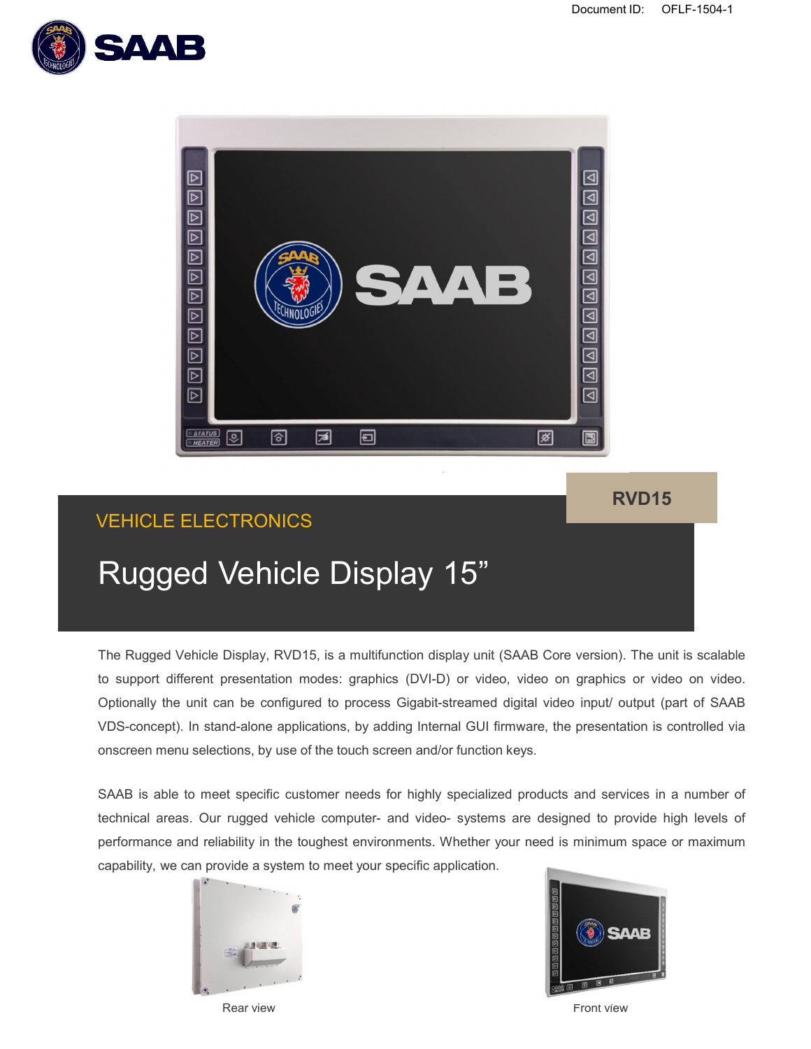Document ID: OFLF-1504-1

RVD15

VEHICLE ELECTRONICS

# Rugged Vehicle Display 15”

The Rugged Vehicle Display, RVD15, is a multifunction display unit (SAAB Core version). The unit is scalable to support different presentation modes: graphics (DVI-D) or video, video on graphics or video on video. Optionally the unit can be configured to process Gigabit-streamed digital video input/ output (part of SAAB VDS-concept). In stand-alone applications, by adding Internal GUI firmware, the presentation is controlled via onscreen menu selections, by use of the touch screen and/or function keys.

SAAB is able to meet specific customer needs for highly specialized products and services in a number of technical areas. Our rugged vehicle computer- and video- systems are designed to provide high levels of performance and reliability in the toughest environments. Whether your need is minimum space or maximum capability, we can provide a system to meet your specific application.

Rear view

Front view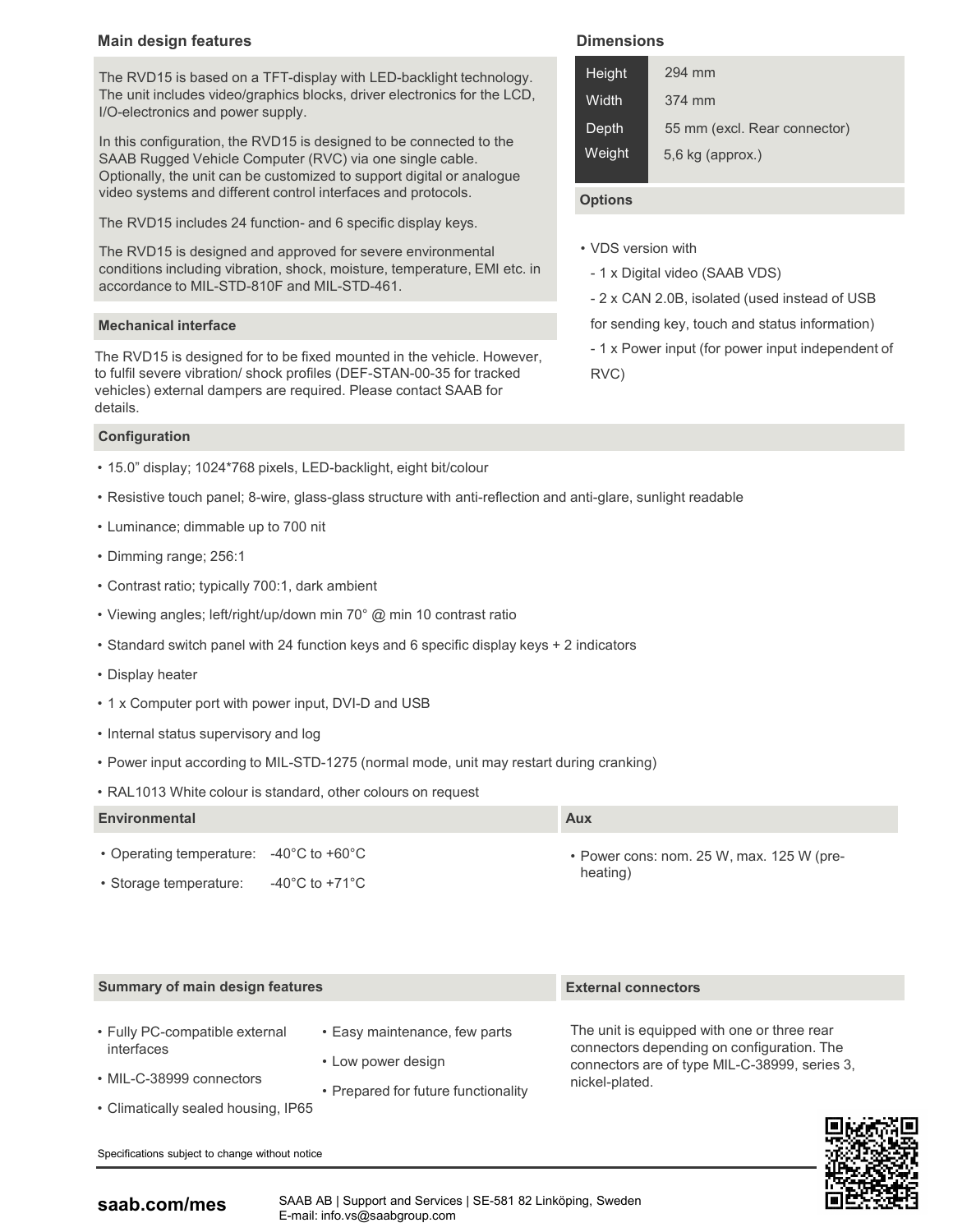## Main design features

The RVD15 is based on a TFT-display with LED-backlight technology. The unit includes video/graphics blocks, driver electronics for the LCD, I/O-electronics and power supply.

In this configuration, the RVD15 is designed to be connected to the SAAB Rugged Vehicle Computer (RVC) via one single cable. Optionally, the unit can be customized to support digital or analogue video systems and different control interfaces and protocols.

The RVD15 includes 24 function- and 6 specific display keys.

The RVD15 is designed and approved for severe environmental conditions including vibration, shock, moisture, temperature, EMI etc. in accordance to MIL-STD-810F and MIL-STD-461.

### Mechanical interface

The RVD15 is designed for to be fixed mounted in the vehicle. However, to fulfil severe vibration/ shock profiles (DEF-STAN-00-35 for tracked vehicles) external dampers are required. Please contact SAAB for details.

## Dimensions

| | |
|---|---|
| Height | 294 mm |
| Width | 374 mm |
| Depth | 55 mm (excl. Rear connector) |
| Weight | 5,6 kg (approx.) |

### Options

- VDS version with
  - 1 x Digital video (SAAB VDS)
  - 2 x CAN 2.0B, isolated (used instead of USB for sending key, touch and status information)
  - 1 x Power input (for power input independent of RVC)

### Configuration

- 15.0” display; 1024*768 pixels, LED-backlight, eight bit/colour
- Resistive touch panel; 8-wire, glass-glass structure with anti-reflection and anti-glare, sunlight readable
- Luminance; dimmable up to 700 nit
- Dimming range; 256:1
- Contrast ratio; typically 700:1, dark ambient
- Viewing angles; left/right/up/down min 70° @ min 10 contrast ratio
- Standard switch panel with 24 function keys and 6 specific display keys + 2 indicators
- Display heater
- 1 x Computer port with power input, DVI-D and USB
- Internal status supervisory and log
- Power input according to MIL-STD-1275 (normal mode, unit may restart during cranking)
- RAL1013 White colour is standard, other colours on request

### Environmental

- Operating temperature: -40°C to +60°C
- Storage temperature: -40°C to +71°C

### Aux

- Power cons: nom. 25 W, max. 125 W (pre-heating)

### Summary of main design features

- Fully PC-compatible external interfaces
- MIL-C-38999 connectors
- Climatically sealed housing, IP65
- Easy maintenance, few parts
- Low power design
- Prepared for future functionality

### External connectors

The unit is equipped with one or three rear connectors depending on configuration. The connectors are of type MIL-C-38999, series 3, nickel-plated.

Specifications subject to change without notice

**saab.com/mes**

SAAB AB | Support and Services | SE-581 82 Linköping, Sweden
E-mail: info.vs@saabgroup.com